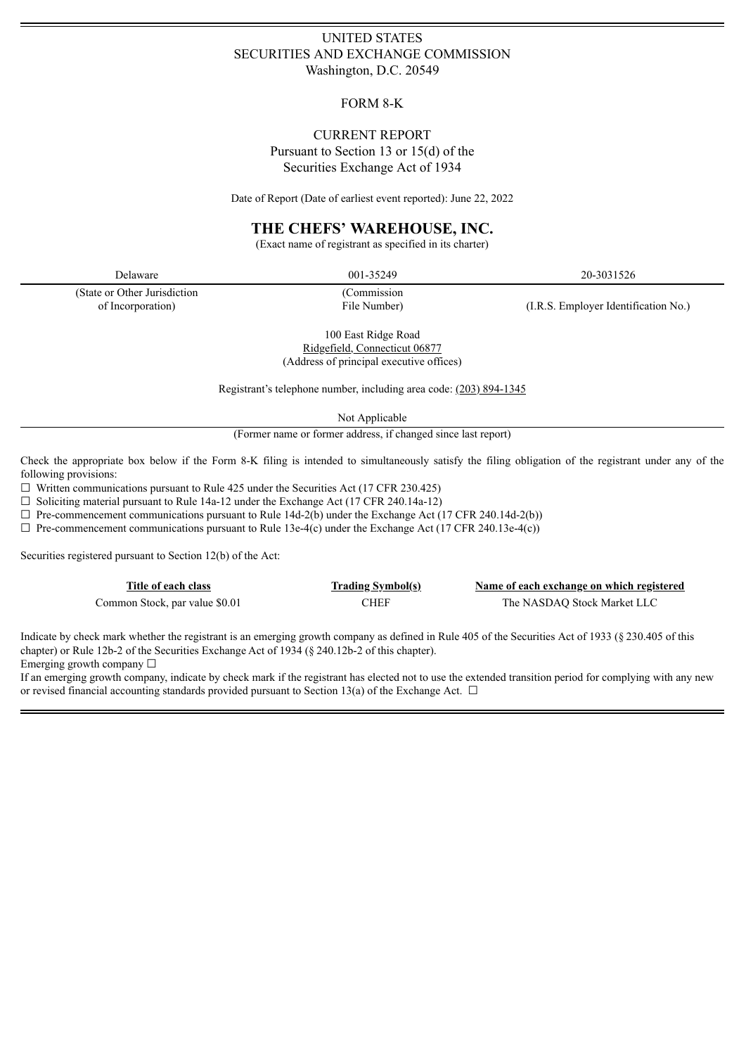UNITED STATES
SECURITIES AND EXCHANGE COMMISSION
Washington, D.C. 20549

FORM 8-K

CURRENT REPORT
Pursuant to Section 13 or 15(d) of the
Securities Exchange Act of 1934

Date of Report (Date of earliest event reported): June 22, 2022

# THE CHEFS' WAREHOUSE, INC.

(Exact name of registrant as specified in its charter)

| Delaware | 001-35249 | 20-3031526 |
|---|---|---|
| (State or Other Jurisdiction of Incorporation) | (Commission File Number) | (I.R.S. Employer Identification No.) |

100 East Ridge Road
Ridgefield, Connecticut 06877
(Address of principal executive offices)

Registrant's telephone number, including area code: (203) 894-1345

Not Applicable
(Former name or former address, if changed since last report)

Check the appropriate box below if the Form 8-K filing is intended to simultaneously satisfy the filing obligation of the registrant under any of the following provisions:

☐ Written communications pursuant to Rule 425 under the Securities Act (17 CFR 230.425)
☐ Soliciting material pursuant to Rule 14a-12 under the Exchange Act (17 CFR 240.14a-12)
☐ Pre-commencement communications pursuant to Rule 14d-2(b) under the Exchange Act (17 CFR 240.14d-2(b))
☐ Pre-commencement communications pursuant to Rule 13e-4(c) under the Exchange Act (17 CFR 240.13e-4(c))

Securities registered pursuant to Section 12(b) of the Act:

| Title of each class | Trading Symbol(s) | Name of each exchange on which registered |
|---|---|---|
| Common Stock, par value $0.01 | CHEF | The NASDAQ Stock Market LLC |

Indicate by check mark whether the registrant is an emerging growth company as defined in Rule 405 of the Securities Act of 1933 (§ 230.405 of this chapter) or Rule 12b-2 of the Securities Exchange Act of 1934 (§ 240.12b-2 of this chapter).
Emerging growth company ☐

If an emerging growth company, indicate by check mark if the registrant has elected not to use the extended transition period for complying with any new or revised financial accounting standards provided pursuant to Section 13(a) of the Exchange Act. ☐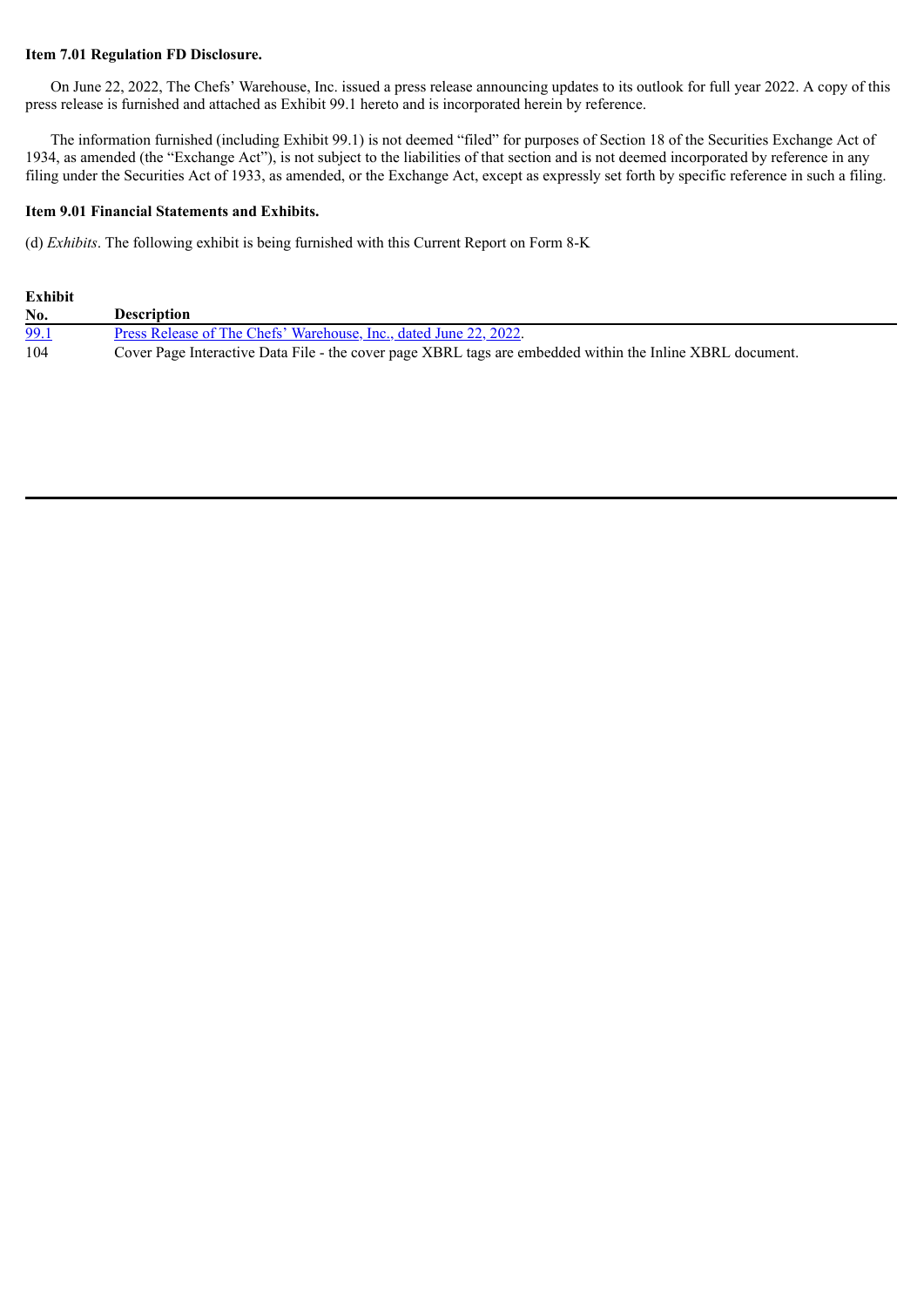**Item 7.01 Regulation FD Disclosure.**

On June 22, 2022, The Chefs' Warehouse, Inc. issued a press release announcing updates to its outlook for full year 2022. A copy of this press release is furnished and attached as Exhibit 99.1 hereto and is incorporated herein by reference.

The information furnished (including Exhibit 99.1) is not deemed "filed" for purposes of Section 18 of the Securities Exchange Act of 1934, as amended (the "Exchange Act"), is not subject to the liabilities of that section and is not deemed incorporated by reference in any filing under the Securities Act of 1933, as amended, or the Exchange Act, except as expressly set forth by specific reference in such a filing.

**Item 9.01 Financial Statements and Exhibits.**

(d) *Exhibits*. The following exhibit is being furnished with this Current Report on Form 8-K

| Exhibit No. | Description |
|---|---|
| 99.1 | Press Release of The Chefs' Warehouse, Inc., dated June 22, 2022. |
| 104 | Cover Page Interactive Data File - the cover page XBRL tags are embedded within the Inline XBRL document. |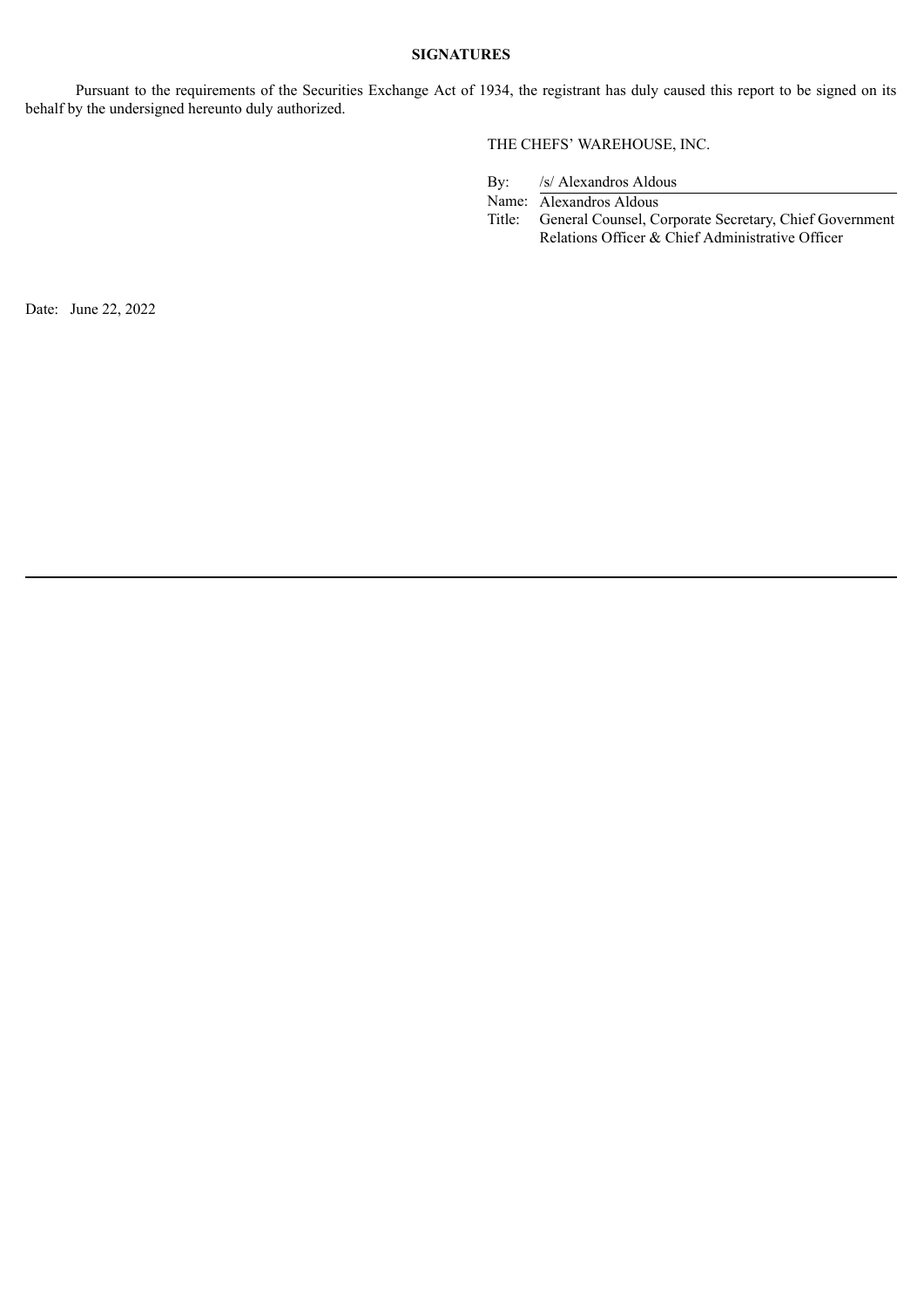**SIGNATURES**

Pursuant to the requirements of the Securities Exchange Act of 1934, the registrant has duly caused this report to be signed on its behalf by the undersigned hereunto duly authorized.

THE CHEFS' WAREHOUSE, INC.

By: /s/ Alexandros Aldous

Name: Alexandros Aldous

Title: General Counsel, Corporate Secretary, Chief Government Relations Officer & Chief Administrative Officer

Date: June 22, 2022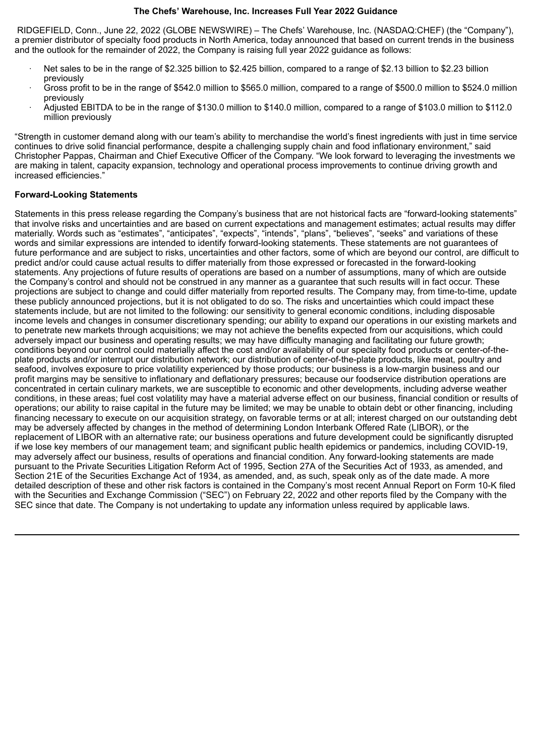**The Chefs' Warehouse, Inc. Increases Full Year 2022 Guidance**

RIDGEFIELD, Conn., June 22, 2022 (GLOBE NEWSWIRE) – The Chefs' Warehouse, Inc. (NASDAQ:CHEF) (the "Company"), a premier distributor of specialty food products in North America, today announced that based on current trends in the business and the outlook for the remainder of 2022, the Company is raising full year 2022 guidance as follows:

- Net sales to be in the range of $2.325 billion to $2.425 billion, compared to a range of $2.13 billion to $2.23 billion previously
- Gross profit to be in the range of $542.0 million to $565.0 million, compared to a range of $500.0 million to $524.0 million previously
- Adjusted EBITDA to be in the range of $130.0 million to $140.0 million, compared to a range of $103.0 million to $112.0 million previously

"Strength in customer demand along with our team's ability to merchandise the world's finest ingredients with just in time service continues to drive solid financial performance, despite a challenging supply chain and food inflationary environment," said Christopher Pappas, Chairman and Chief Executive Officer of the Company. "We look forward to leveraging the investments we are making in talent, capacity expansion, technology and operational process improvements to continue driving growth and increased efficiencies."

**Forward-Looking Statements**

Statements in this press release regarding the Company's business that are not historical facts are "forward-looking statements" that involve risks and uncertainties and are based on current expectations and management estimates; actual results may differ materially. Words such as "estimates", "anticipates", "expects", "intends", "plans", "believes", "seeks" and variations of these words and similar expressions are intended to identify forward-looking statements. These statements are not guarantees of future performance and are subject to risks, uncertainties and other factors, some of which are beyond our control, are difficult to predict and/or could cause actual results to differ materially from those expressed or forecasted in the forward-looking statements. Any projections of future results of operations are based on a number of assumptions, many of which are outside the Company's control and should not be construed in any manner as a guarantee that such results will in fact occur. These projections are subject to change and could differ materially from reported results. The Company may, from time-to-time, update these publicly announced projections, but it is not obligated to do so. The risks and uncertainties which could impact these statements include, but are not limited to the following: our sensitivity to general economic conditions, including disposable income levels and changes in consumer discretionary spending; our ability to expand our operations in our existing markets and to penetrate new markets through acquisitions; we may not achieve the benefits expected from our acquisitions, which could adversely impact our business and operating results; we may have difficulty managing and facilitating our future growth; conditions beyond our control could materially affect the cost and/or availability of our specialty food products or center-of-the-plate products and/or interrupt our distribution network; our distribution of center-of-the-plate products, like meat, poultry and seafood, involves exposure to price volatility experienced by those products; our business is a low-margin business and our profit margins may be sensitive to inflationary and deflationary pressures; because our foodservice distribution operations are concentrated in certain culinary markets, we are susceptible to economic and other developments, including adverse weather conditions, in these areas; fuel cost volatility may have a material adverse effect on our business, financial condition or results of operations; our ability to raise capital in the future may be limited; we may be unable to obtain debt or other financing, including financing necessary to execute on our acquisition strategy, on favorable terms or at all; interest charged on our outstanding debt may be adversely affected by changes in the method of determining London Interbank Offered Rate (LIBOR), or the replacement of LIBOR with an alternative rate; our business operations and future development could be significantly disrupted if we lose key members of our management team; and significant public health epidemics or pandemics, including COVID-19, may adversely affect our business, results of operations and financial condition. Any forward-looking statements are made pursuant to the Private Securities Litigation Reform Act of 1995, Section 27A of the Securities Act of 1933, as amended, and Section 21E of the Securities Exchange Act of 1934, as amended, and, as such, speak only as of the date made. A more detailed description of these and other risk factors is contained in the Company's most recent Annual Report on Form 10-K filed with the Securities and Exchange Commission ("SEC") on February 22, 2022 and other reports filed by the Company with the SEC since that date. The Company is not undertaking to update any information unless required by applicable laws.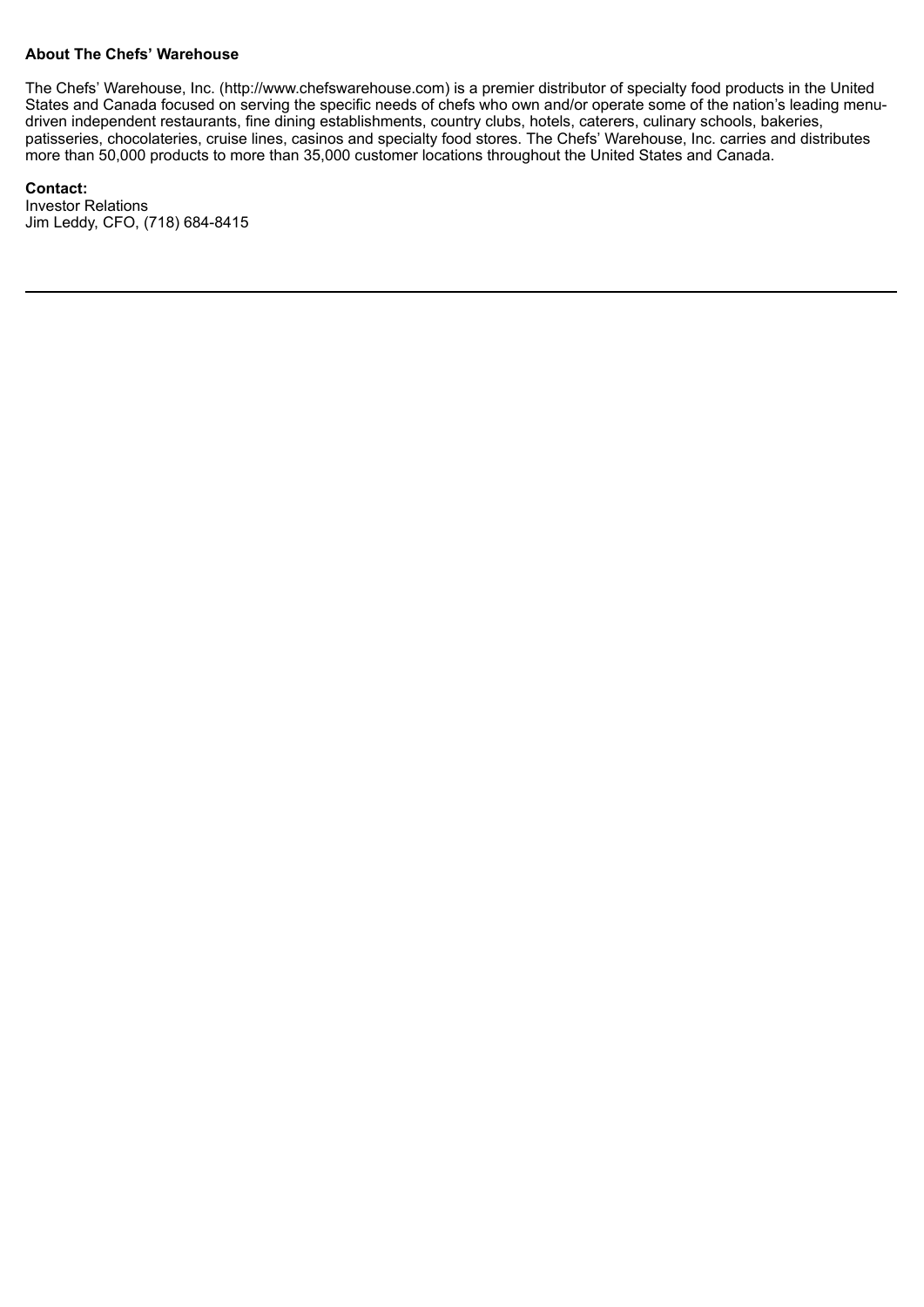**About The Chefs' Warehouse**

The Chefs' Warehouse, Inc. (http://www.chefswarehouse.com) is a premier distributor of specialty food products in the United States and Canada focused on serving the specific needs of chefs who own and/or operate some of the nation's leading menu-driven independent restaurants, fine dining establishments, country clubs, hotels, caterers, culinary schools, bakeries, patisseries, chocolateries, cruise lines, casinos and specialty food stores. The Chefs' Warehouse, Inc. carries and distributes more than 50,000 products to more than 35,000 customer locations throughout the United States and Canada.

**Contact:**
Investor Relations
Jim Leddy, CFO, (718) 684-8415